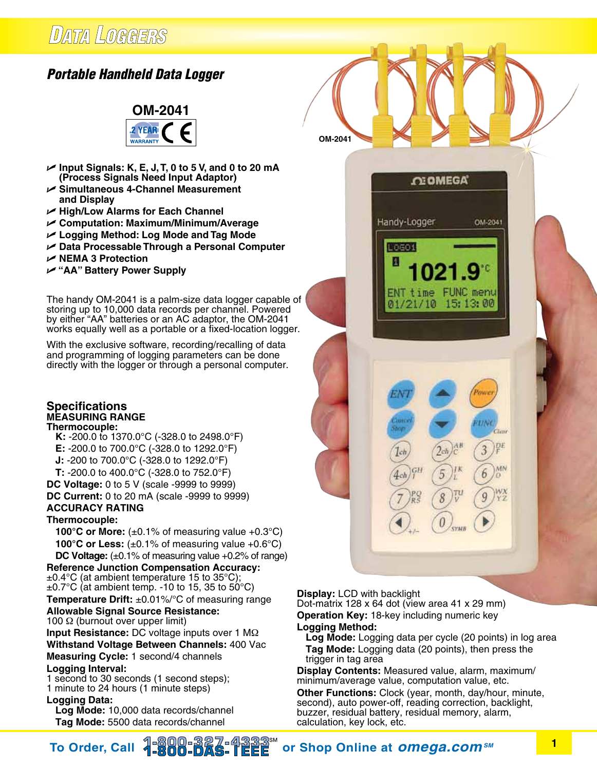# Data Loggers

## Portable Handheld Data Logger

### OM-2041

- Input Signals: K, E, J, T, 0 to 5 V, and 0 to 20 mA (Process Signals Need Input Adaptor)
- Simultaneous 4-Channel Measurement and Display
- High/Low Alarms for Each Channel
- Computation: Maximum/Minimum/Average
- Logging Method: Log Mode and Tag Mode
- Data Processable Through a Personal Computer
- NEMA 3 Protection
- "AA" Battery Power Supply

The handy OM-2041 is a palm-size data logger capable of storing up to 10,000 data records per channel. Powered by either "AA" batteries or an AC adaptor, the OM-2041 works equally well as a portable or a fixed-location logger.

With the exclusive software, recording/recalling of data and programming of logging parameters can be done directly with the logger or through a personal computer.

OM-2041

## Specifications

**MEASURING RANGE**

**Thermocouple:**

**K:** -200.0 to 1370.0°C (-328.0 to 2498.0°F)
**E:** -200.0 to 700.0°C (-328.0 to 1292.0°F)
**J:** -200 to 700.0°C (-328.0 to 1292.0°F)
**T:** -200.0 to 400.0°C (-328.0 to 752.0°F)

**DC Voltage:** 0 to 5 V (scale -9999 to 9999)
**DC Current:** 0 to 20 mA (scale -9999 to 9999)

**ACCURACY RATING**

**Thermocouple:**

**100°C or More:** (±0.1% of measuring value +0.3°C)
**100°C or Less:** (±0.1% of measuring value +0.6°C)
**DC Voltage:** (±0.1% of measuring value +0.2% of range)

**Reference Junction Compensation Accuracy:**
±0.4°C (at ambient temperature 15 to 35°C);
±0.7°C (at ambient temp. -10 to 15, 35 to 50°C)

**Temperature Drift:** ±0.01%/°C of measuring range

**Allowable Signal Source Resistance:**
100 Ω (burnout over upper limit)

**Input Resistance:** DC voltage inputs over 1 MΩ

**Withstand Voltage Between Channels:** 400 Vac

**Measuring Cycle:** 1 second/4 channels

**Logging Interval:**
1 second to 30 seconds (1 second steps);
1 minute to 24 hours (1 minute steps)

**Logging Data:**

**Log Mode:** 10,000 data records/channel
**Tag Mode:** 5500 data records/channel

**Display:** LCD with backlight
Dot-matrix 128 x 64 dot (view area 41 x 29 mm)

**Operation Key:** 18-key including numeric key

**Logging Method:**

**Log Mode:** Logging data per cycle (20 points) in log area
**Tag Mode:** Logging data (20 points), then press the trigger in tag area

**Display Contents:** Measured value, alarm, maximum/minimum/average value, computation value, etc.

**Other Functions:** Clock (year, month, day/hour, minute, second), auto power-off, reading correction, backlight, buzzer, residual battery, residual memory, alarm, calculation, key lock, etc.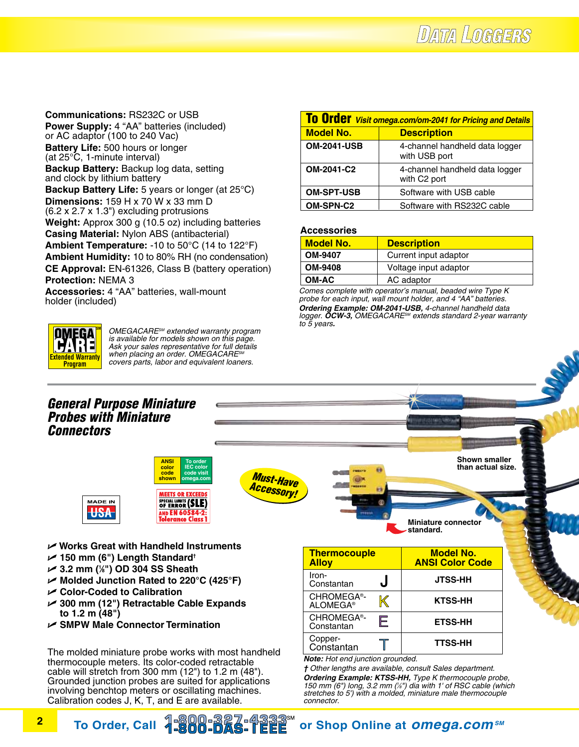**Communications:** RS232C or USB
**Power Supply:** 4 "AA" batteries (included) or AC adaptor (100 to 240 Vac)
**Battery Life:** 500 hours or longer (at 25°C, 1-minute interval)
**Backup Battery:** Backup log data, setting and clock by lithium battery
**Backup Battery Life:** 5 years or longer (at 25°C)
**Dimensions:** 159 H x 70 W x 33 mm D (6.2 x 2.7 x 1.3") excluding protrusions
**Weight:** Approx 300 g (10.5 oz) including batteries
**Casing Material:** Nylon ABS (antibacterial)
**Ambient Temperature:** -10 to 50°C (14 to 122°F)
**Ambient Humidity:** 10 to 80% RH (no condensation)
**CE Approval:** EN-61326, Class B (battery operation)
**Protection:** NEMA 3
**Accessories:** 4 "AA" batteries, wall-mount holder (included)

OMEGA CARE Extended Warranty Program

*OMEGACARE℠ extended warranty program is available for models shown on this page. Ask your sales representative for full details when placing an order. OMEGACARE℠ covers parts, labor and equivalent loaners.*

## To Order *Visit omega.com/om-2041 for Pricing and Details*

| Model No. | Description |
|---|---|
| OM-2041-USB | 4-channel handheld data logger with USB port |
| OM-2041-C2 | 4-channel handheld data logger with C2 port |
| OM-SPT-USB | Software with USB cable |
| OM-SPN-C2 | Software with RS232C cable |

**Accessories**

| Model No. | Description |
|---|---|
| OM-9407 | Current input adaptor |
| OM-9408 | Voltage input adaptor |
| OM-AC | AC adaptor |

*Comes complete with operator's manual, beaded wire Type K probe for each input, wall mount holder, and 4 "AA" batteries.*
***Ordering Example: OM-2041-USB,** 4-channel handheld data logger. **OCW-3,** OMEGACARE℠ extends standard 2-year warranty to 5 years.*

## *General Purpose Miniature Probes with Miniature Connectors*

ANSI color code shown | To order IEC color code visit omega.com

MADE IN USA

MEETS OR EXCEEDS SPECIAL LIMITS OF ERROR (SLE) AND EN 60584-2: Tolerance Class 1

Must-Have Accessory!

Shown smaller than actual size.

Miniature connector standard.

- **Works Great with Handheld Instruments**
- **150 mm (6") Length Standard†**
- **3.2 mm (⅛") OD 304 SS Sheath**
- **Molded Junction Rated to 220°C (425°F)**
- **Color-Coded to Calibration**
- **300 mm (12") Retractable Cable Expands to 1.2 m (48")**
- **SMPW Male Connector Termination**

The molded miniature probe works with most handheld thermocouple meters. Its color-coded retractable cable will stretch from 300 mm (12") to 1.2 m (48"). Grounded junction probes are suited for applications involving benchtop meters or oscillating machines. Calibration codes J, K, T, and E are available.

| Thermocouple Alloy | | Model No. ANSI Color Code |
|---|---|---|
| Iron-Constantan | J | JTSS-HH |
| CHROMEGA®-ALOMEGA® | K | KTSS-HH |
| CHROMEGA®-Constantan | E | ETSS-HH |
| Copper-Constantan | T | TTSS-HH |

***Note:** Hot end junction grounded.*
*† Other lengths are available, consult Sales department.*
***Ordering Example: KTSS-HH,** Type K thermocouple probe, 150 mm (6") long, 3.2 mm (⅛") dia with 1' of RSC cable (which stretches to 5') with a molded, miniature male thermocouple connector.*